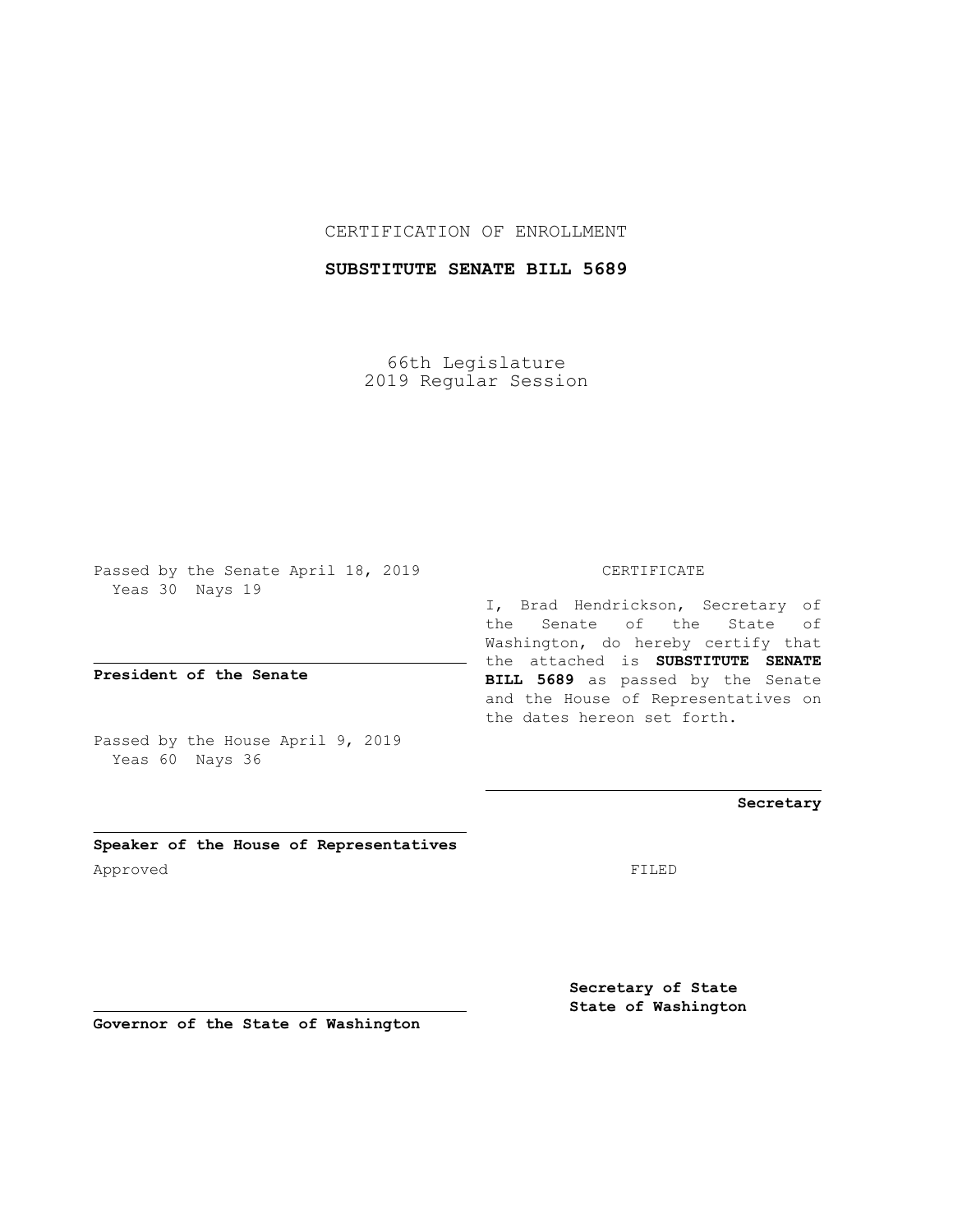CERTIFICATION OF ENROLLMENT

**SUBSTITUTE SENATE BILL 5689**

66th Legislature
2019 Regular Session

Passed by the Senate April 18, 2019
Yeas 30 Nays 19

**President of the Senate**

Passed by the House April 9, 2019
Yeas 60 Nays 36

**Speaker of the House of Representatives**

Approved

**Governor of the State of Washington**

CERTIFICATE

I, Brad Hendrickson, Secretary of the Senate of the State of Washington, do hereby certify that the attached is **SUBSTITUTE SENATE BILL 5689** as passed by the Senate and the House of Representatives on the dates hereon set forth.

**Secretary**

FILED

**Secretary of State**
**State of Washington**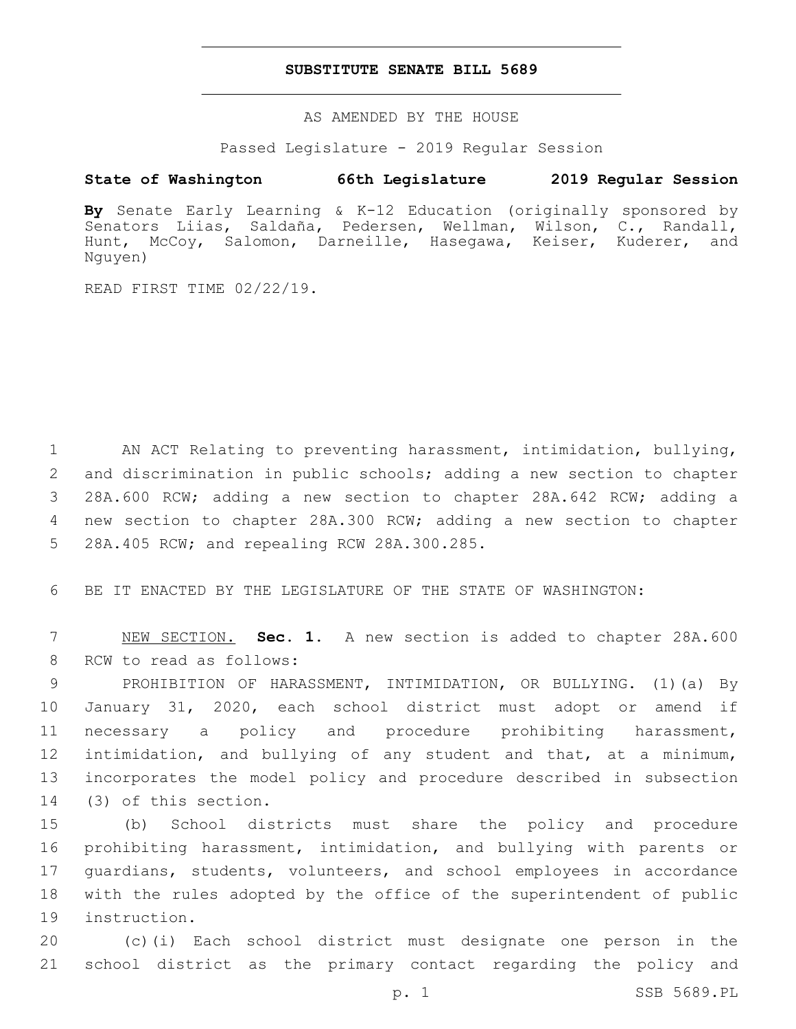# SUBSTITUTE SENATE BILL 5689

AS AMENDED BY THE HOUSE

Passed Legislature - 2019 Regular Session

**State of Washington 66th Legislature 2019 Regular Session**

**By** Senate Early Learning & K-12 Education (originally sponsored by Senators Liias, Saldaña, Pedersen, Wellman, Wilson, C., Randall, Hunt, McCoy, Salomon, Darneille, Hasegawa, Keiser, Kuderer, and Nguyen)

READ FIRST TIME 02/22/19.

AN ACT Relating to preventing harassment, intimidation, bullying, and discrimination in public schools; adding a new section to chapter 28A.600 RCW; adding a new section to chapter 28A.642 RCW; adding a new section to chapter 28A.300 RCW; adding a new section to chapter 28A.405 RCW; and repealing RCW 28A.300.285.

BE IT ENACTED BY THE LEGISLATURE OF THE STATE OF WASHINGTON:

NEW SECTION. **Sec. 1.** A new section is added to chapter 28A.600 RCW to read as follows:

PROHIBITION OF HARASSMENT, INTIMIDATION, OR BULLYING. (1)(a) By January 31, 2020, each school district must adopt or amend if necessary a policy and procedure prohibiting harassment, intimidation, and bullying of any student and that, at a minimum, incorporates the model policy and procedure described in subsection (3) of this section.

(b) School districts must share the policy and procedure prohibiting harassment, intimidation, and bullying with parents or guardians, students, volunteers, and school employees in accordance with the rules adopted by the office of the superintendent of public instruction.

(c)(i) Each school district must designate one person in the school district as the primary contact regarding the policy and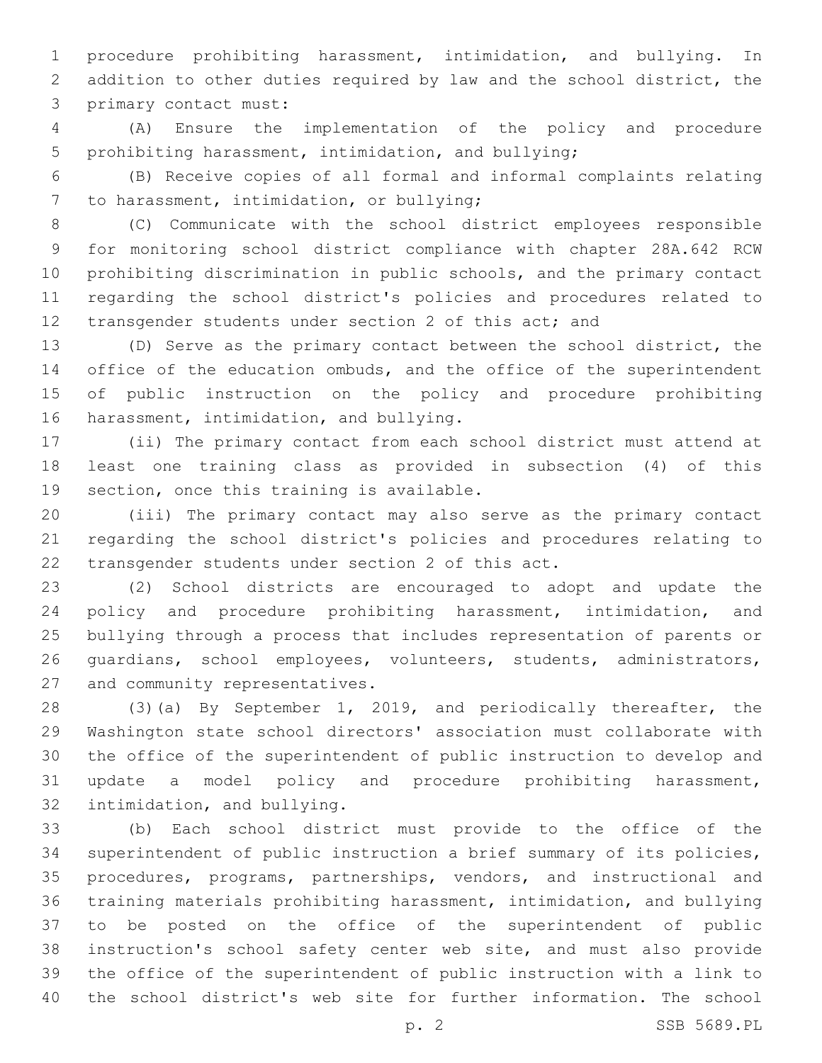procedure prohibiting harassment, intimidation, and bullying. In addition to other duties required by law and the school district, the primary contact must:

(A) Ensure the implementation of the policy and procedure prohibiting harassment, intimidation, and bullying;

(B) Receive copies of all formal and informal complaints relating to harassment, intimidation, or bullying;

(C) Communicate with the school district employees responsible for monitoring school district compliance with chapter 28A.642 RCW prohibiting discrimination in public schools, and the primary contact regarding the school district's policies and procedures related to transgender students under section 2 of this act; and

(D) Serve as the primary contact between the school district, the office of the education ombuds, and the office of the superintendent of public instruction on the policy and procedure prohibiting harassment, intimidation, and bullying.

(ii) The primary contact from each school district must attend at least one training class as provided in subsection (4) of this section, once this training is available.

(iii) The primary contact may also serve as the primary contact regarding the school district's policies and procedures relating to transgender students under section 2 of this act.

(2) School districts are encouraged to adopt and update the policy and procedure prohibiting harassment, intimidation, and bullying through a process that includes representation of parents or guardians, school employees, volunteers, students, administrators, and community representatives.

(3)(a) By September 1, 2019, and periodically thereafter, the Washington state school directors' association must collaborate with the office of the superintendent of public instruction to develop and update a model policy and procedure prohibiting harassment, intimidation, and bullying.

(b) Each school district must provide to the office of the superintendent of public instruction a brief summary of its policies, procedures, programs, partnerships, vendors, and instructional and training materials prohibiting harassment, intimidation, and bullying to be posted on the office of the superintendent of public instruction's school safety center web site, and must also provide the office of the superintendent of public instruction with a link to the school district's web site for further information. The school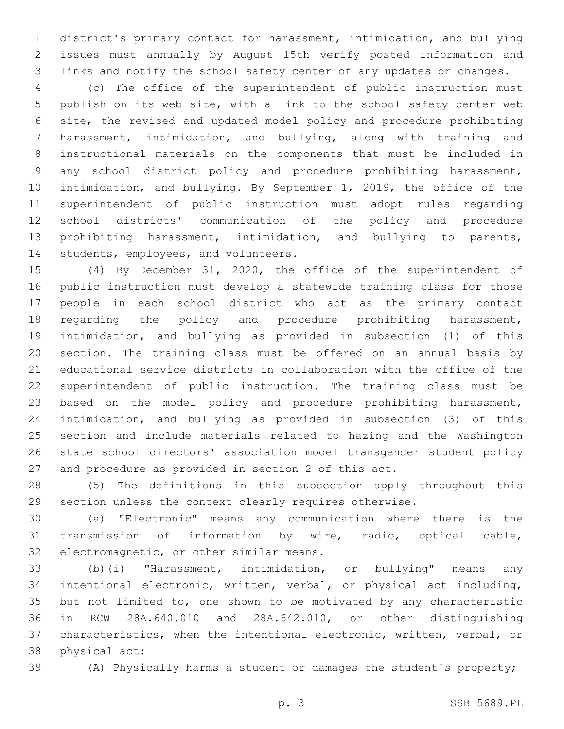district's primary contact for harassment, intimidation, and bullying issues must annually by August 15th verify posted information and links and notify the school safety center of any updates or changes.

(c) The office of the superintendent of public instruction must publish on its web site, with a link to the school safety center web site, the revised and updated model policy and procedure prohibiting harassment, intimidation, and bullying, along with training and instructional materials on the components that must be included in any school district policy and procedure prohibiting harassment, intimidation, and bullying. By September 1, 2019, the office of the superintendent of public instruction must adopt rules regarding school districts' communication of the policy and procedure prohibiting harassment, intimidation, and bullying to parents, students, employees, and volunteers.

(4) By December 31, 2020, the office of the superintendent of public instruction must develop a statewide training class for those people in each school district who act as the primary contact regarding the policy and procedure prohibiting harassment, intimidation, and bullying as provided in subsection (1) of this section. The training class must be offered on an annual basis by educational service districts in collaboration with the office of the superintendent of public instruction. The training class must be based on the model policy and procedure prohibiting harassment, intimidation, and bullying as provided in subsection (3) of this section and include materials related to hazing and the Washington state school directors' association model transgender student policy and procedure as provided in section 2 of this act.

(5) The definitions in this subsection apply throughout this section unless the context clearly requires otherwise.

(a) "Electronic" means any communication where there is the transmission of information by wire, radio, optical cable, electromagnetic, or other similar means.

(b)(i) "Harassment, intimidation, or bullying" means any intentional electronic, written, verbal, or physical act including, but not limited to, one shown to be motivated by any characteristic in RCW 28A.640.010 and 28A.642.010, or other distinguishing characteristics, when the intentional electronic, written, verbal, or physical act:

(A) Physically harms a student or damages the student's property;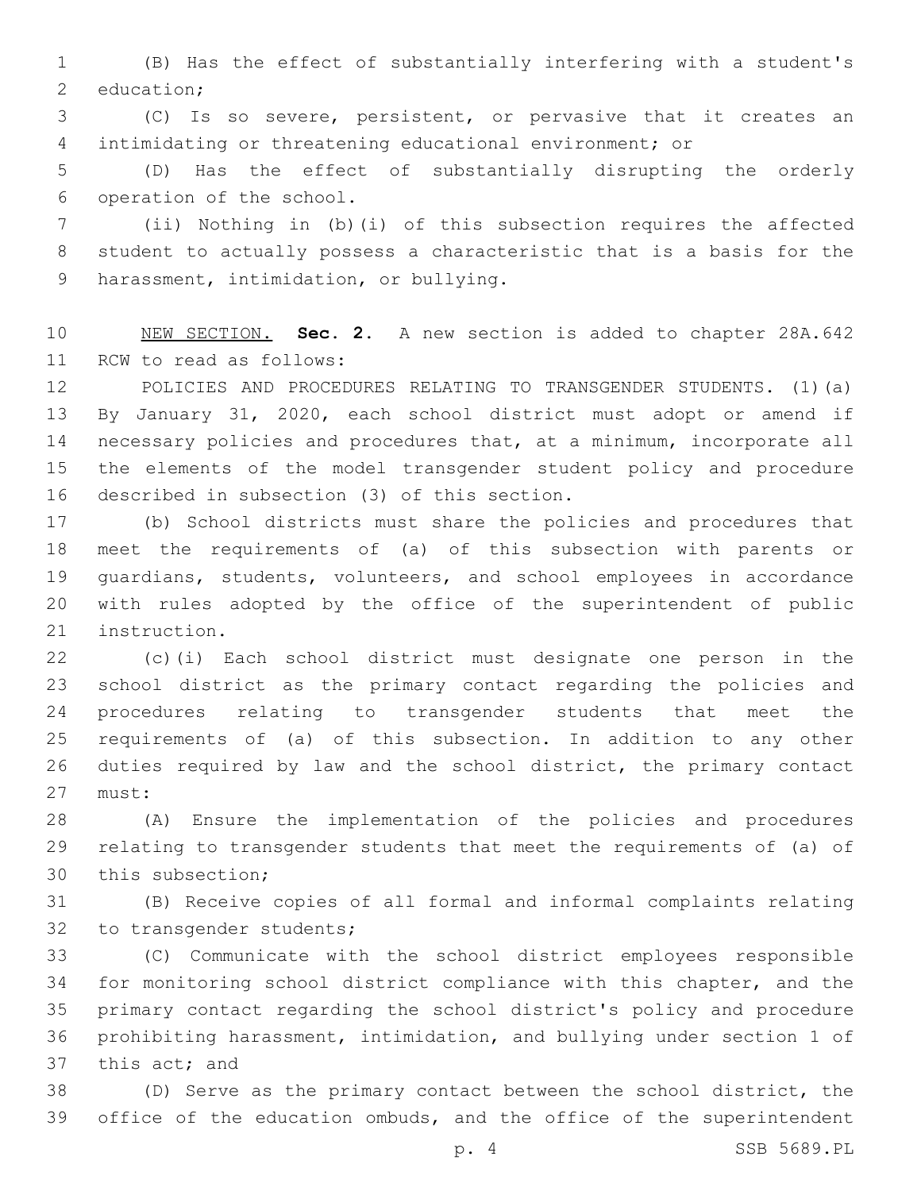(B) Has the effect of substantially interfering with a student's education;

(C) Is so severe, persistent, or pervasive that it creates an intimidating or threatening educational environment; or

(D) Has the effect of substantially disrupting the orderly operation of the school.

(ii) Nothing in (b)(i) of this subsection requires the affected student to actually possess a characteristic that is a basis for the harassment, intimidation, or bullying.

NEW SECTION. **Sec. 2.** A new section is added to chapter 28A.642 RCW to read as follows:

POLICIES AND PROCEDURES RELATING TO TRANSGENDER STUDENTS. (1)(a) By January 31, 2020, each school district must adopt or amend if necessary policies and procedures that, at a minimum, incorporate all the elements of the model transgender student policy and procedure described in subsection (3) of this section.

(b) School districts must share the policies and procedures that meet the requirements of (a) of this subsection with parents or guardians, students, volunteers, and school employees in accordance with rules adopted by the office of the superintendent of public instruction.

(c)(i) Each school district must designate one person in the school district as the primary contact regarding the policies and procedures relating to transgender students that meet the requirements of (a) of this subsection. In addition to any other duties required by law and the school district, the primary contact must:

(A) Ensure the implementation of the policies and procedures relating to transgender students that meet the requirements of (a) of this subsection;

(B) Receive copies of all formal and informal complaints relating to transgender students;

(C) Communicate with the school district employees responsible for monitoring school district compliance with this chapter, and the primary contact regarding the school district's policy and procedure prohibiting harassment, intimidation, and bullying under section 1 of this act; and

(D) Serve as the primary contact between the school district, the office of the education ombuds, and the office of the superintendent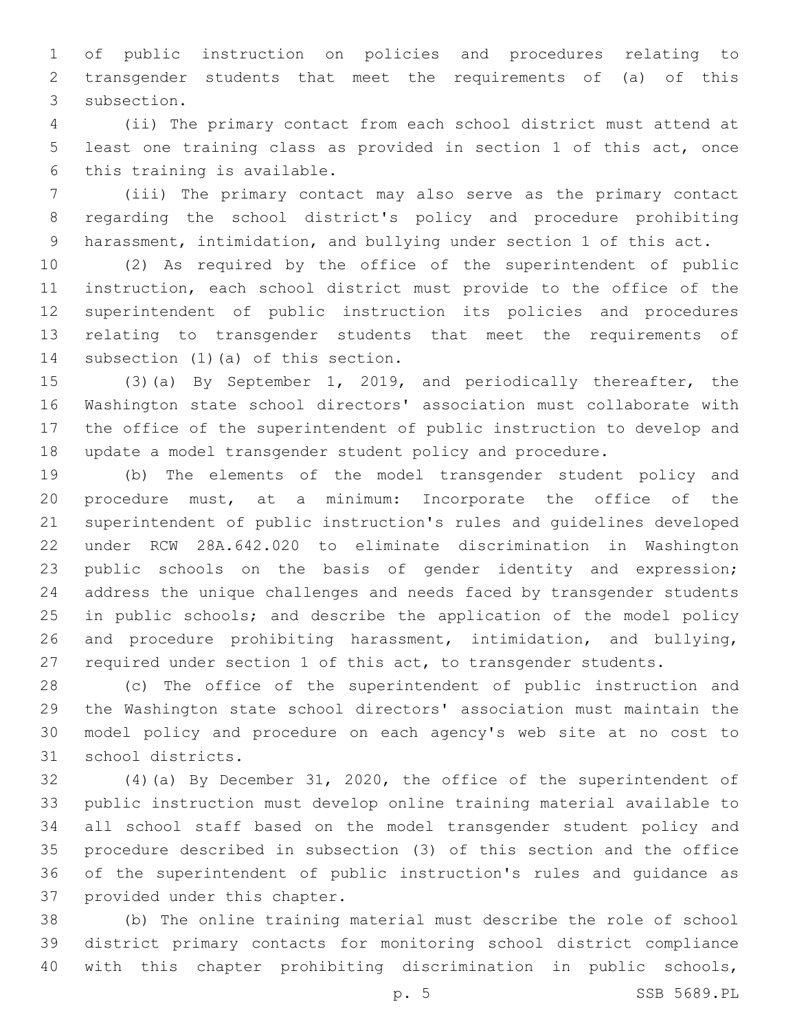of public instruction on policies and procedures relating to transgender students that meet the requirements of (a) of this subsection.

(ii) The primary contact from each school district must attend at least one training class as provided in section 1 of this act, once this training is available.

(iii) The primary contact may also serve as the primary contact regarding the school district's policy and procedure prohibiting harassment, intimidation, and bullying under section 1 of this act.

(2) As required by the office of the superintendent of public instruction, each school district must provide to the office of the superintendent of public instruction its policies and procedures relating to transgender students that meet the requirements of subsection (1)(a) of this section.

(3)(a) By September 1, 2019, and periodically thereafter, the Washington state school directors' association must collaborate with the office of the superintendent of public instruction to develop and update a model transgender student policy and procedure.

(b) The elements of the model transgender student policy and procedure must, at a minimum: Incorporate the office of the superintendent of public instruction's rules and guidelines developed under RCW 28A.642.020 to eliminate discrimination in Washington public schools on the basis of gender identity and expression; address the unique challenges and needs faced by transgender students in public schools; and describe the application of the model policy and procedure prohibiting harassment, intimidation, and bullying, required under section 1 of this act, to transgender students.

(c) The office of the superintendent of public instruction and the Washington state school directors' association must maintain the model policy and procedure on each agency's web site at no cost to school districts.

(4)(a) By December 31, 2020, the office of the superintendent of public instruction must develop online training material available to all school staff based on the model transgender student policy and procedure described in subsection (3) of this section and the office of the superintendent of public instruction's rules and guidance as provided under this chapter.

(b) The online training material must describe the role of school district primary contacts for monitoring school district compliance with this chapter prohibiting discrimination in public schools,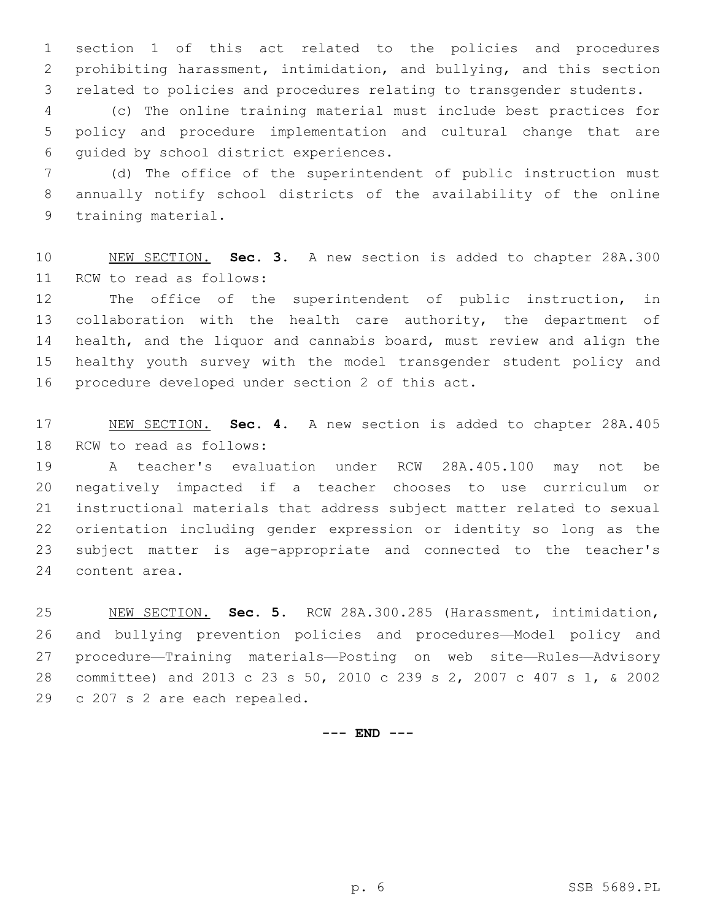section 1 of this act related to the policies and procedures prohibiting harassment, intimidation, and bullying, and this section related to policies and procedures relating to transgender students.

(c) The online training material must include best practices for policy and procedure implementation and cultural change that are guided by school district experiences.

(d) The office of the superintendent of public instruction must annually notify school districts of the availability of the online training material.

NEW SECTION. **Sec. 3.** A new section is added to chapter 28A.300 RCW to read as follows:

The office of the superintendent of public instruction, in collaboration with the health care authority, the department of health, and the liquor and cannabis board, must review and align the healthy youth survey with the model transgender student policy and procedure developed under section 2 of this act.

NEW SECTION. **Sec. 4.** A new section is added to chapter 28A.405 RCW to read as follows:

A teacher's evaluation under RCW 28A.405.100 may not be negatively impacted if a teacher chooses to use curriculum or instructional materials that address subject matter related to sexual orientation including gender expression or identity so long as the subject matter is age-appropriate and connected to the teacher's content area.

NEW SECTION. **Sec. 5.** RCW 28A.300.285 (Harassment, intimidation, and bullying prevention policies and procedures—Model policy and procedure—Training materials—Posting on web site—Rules—Advisory committee) and 2013 c 23 s 50, 2010 c 239 s 2, 2007 c 407 s 1, & 2002 c 207 s 2 are each repealed.

**--- END ---**